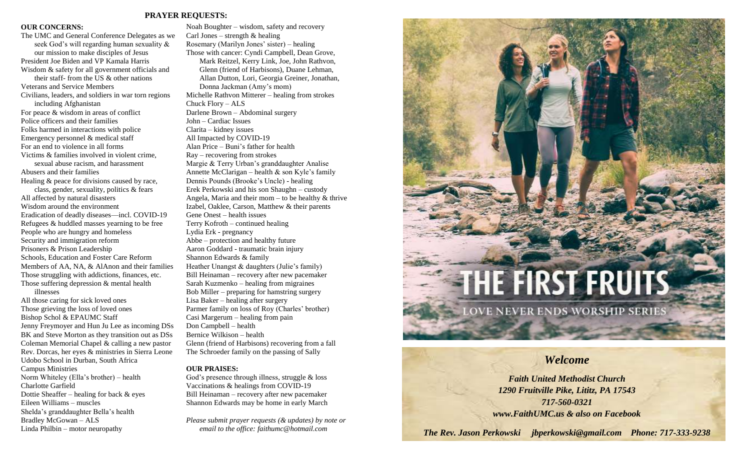## PRAYER REQUESTS:

**OUR CONCERNS:**

The UMC and General Conference Delegates as we seek God's will regarding human sexuality & our mission to make disciples of Jesus
President Joe Biden and VP Kamala Harris
Wisdom & safety for all government officials and their staff- from the US & other nations
Veterans and Service Members
Civilians, leaders, and soldiers in war torn regions including Afghanistan
For peace & wisdom in areas of conflict
Police officers and their families
Folks harmed in interactions with police
Emergency personnel & medical staff
For an end to violence in all forms
Victims & families involved in violent crime, sexual abuse racism, and harassment
Abusers and their families
Healing & peace for divisions caused by race, class, gender, sexuality, politics & fears
All affected by natural disasters
Wisdom around the environment
Eradication of deadly diseases—incl. COVID-19
Refugees & huddled masses yearning to be free
People who are hungry and homeless
Security and immigration reform
Prisoners & Prison Leadership
Schools, Education and Foster Care Reform
Members of AA, NA, & AlAnon and their families
Those struggling with addictions, finances, etc.
Those suffering depression & mental health illnesses
All those caring for sick loved ones
Those grieving the loss of loved ones
Bishop Schol & EPAUMC Staff
Jenny Freymoyer and Hun Ju Lee as incoming DSs
BK and Steve Morton as they transition out as DSs
Coleman Memorial Chapel & calling a new pastor
Rev. Dorcas, her eyes & ministries in Sierra Leone
Udobo School in Durban, South Africa
Campus Ministries
Norm Whiteley (Ella's brother) – health
Charlotte Garfield
Dottie Sheaffer – healing for back & eyes
Eileen Williams – muscles
Shelda's granddaughter Bella's health
Bradley McGowan – ALS
Linda Philbin – motor neuropathy
Noah Boughter – wisdom, safety and recovery
Carl Jones – strength & healing
Rosemary (Marilyn Jones' sister) – healing
Those with cancer: Cyndi Campbell, Dean Grove, Mark Reitzel, Kerry Link, Joe, John Rathvon, Glenn (friend of Harbisons), Duane Lehman, Allan Dutton, Lori, Georgia Greiner, Jonathan, Donna Jackman (Amy's mom)
Michelle Rathvon Mitterer – healing from strokes
Chuck Flory – ALS
Darlene Brown – Abdominal surgery
John – Cardiac Issues
Clarita – kidney issues
All Impacted by COVID-19
Alan Price – Buni's father for health
Ray – recovering from strokes
Margie & Terry Urban's granddaughter Analise
Annette McClarigan – health & son Kyle's family
Dennis Pounds (Brooke's Uncle) - healing
Erek Perkowski and his son Shaughn – custody
Angela, Maria and their mom – to be healthy & thrive
Izabel, Oaklee, Carson, Matthew & their parents
Gene Onest – health issues
Terry Kofroth – continued healing
Lydia Erk - pregnancy
Abbe – protection and healthy future
Aaron Goddard - traumatic brain injury
Shannon Edwards & family
Heather Unangst & daughters (Julie's family)
Bill Heinaman – recovery after new pacemaker
Sarah Kuzmenko – healing from migraines
Bob Miller – preparing for hamstring surgery
Lisa Baker – healing after surgery
Parmer family on loss of Roy (Charles' brother)
Casi Margerum – healing from pain
Don Campbell – health
Bernice Wilkison – health
Glenn (friend of Harbisons) recovering from a fall
The Schroeder family on the passing of Sally

**OUR PRAISES:**

God's presence through illness, struggle & loss
Vaccinations & healings from COVID-19
Bill Heinaman – recovery after new pacemaker
Shannon Edwards may be home in early March

*Please submit prayer requests (& updates) by note or email to the office: faithumc@hotmail.com*

# THE FIRST FRUITS

LOVE NEVER ENDS WORSHIP SERIES

## *Welcome*

***Faith United Methodist Church***
***1290 Fruitville Pike, Lititz, PA 17543***
***717-560-0321***
***www.FaithUMC.us & also on Facebook***

***The Rev. Jason Perkowski jbperkowski@gmail.com Phone: 717-333-9238***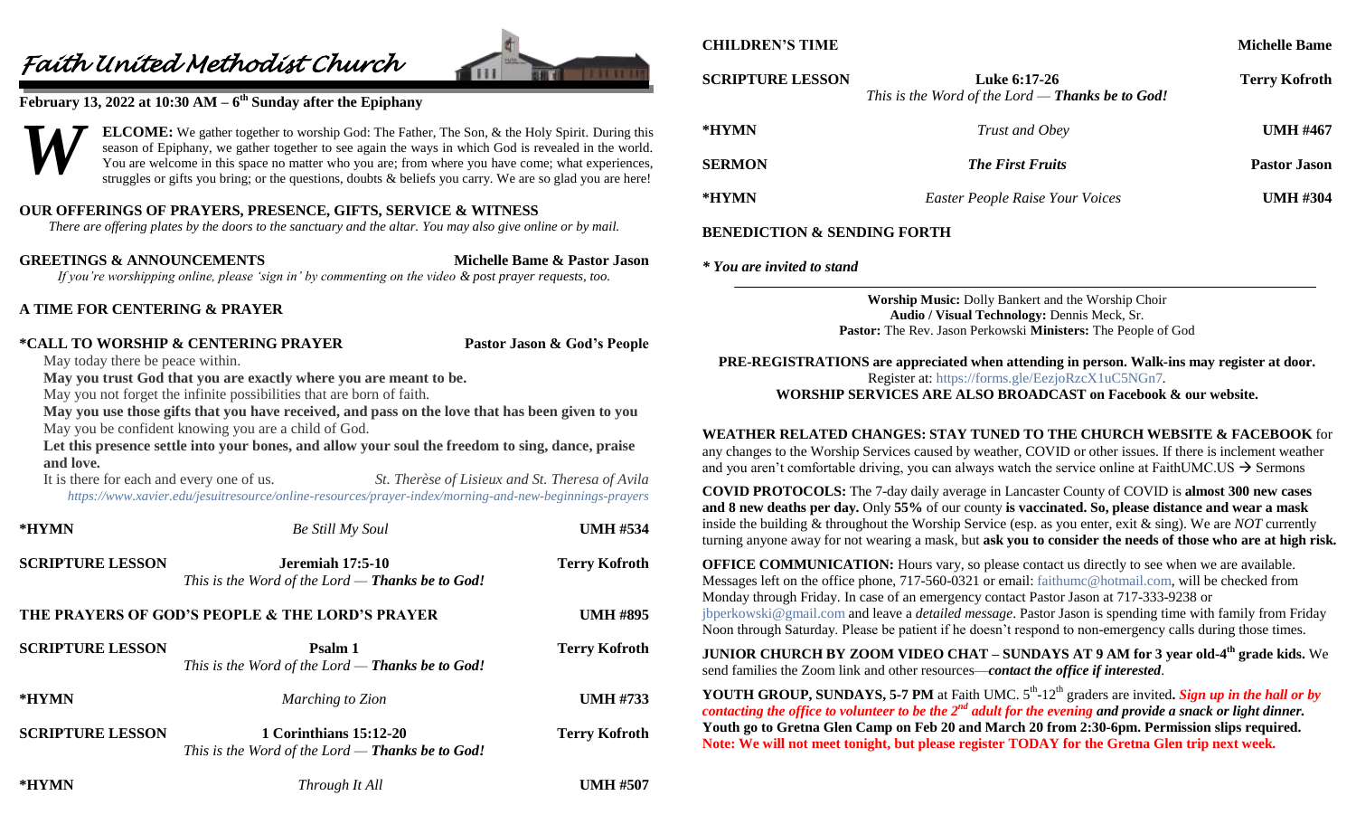# *Faith United Methodist Church*

**February 13, 2022 at 10:30 AM – 6th Sunday after the Epiphany**

**WELCOME:** We gather together to worship God: The Father, The Son, & the Holy Spirit. During this season of Epiphany, we gather together to see again the ways in which God is revealed in the world. You are welcome in this space no matter who you are; from where you have come; what experiences, struggles or gifts you bring; or the questions, doubts & beliefs you carry. We are so glad you are here!

**OUR OFFERINGS OF PRAYERS, PRESENCE, GIFTS, SERVICE & WITNESS**

*There are offering plates by the doors to the sanctuary and the altar. You may also give online or by mail.*

**GREETINGS & ANNOUNCEMENTS** — **Michelle Bame & Pastor Jason**

*If you're worshipping online, please 'sign in' by commenting on the video & post prayer requests, too.*

**A TIME FOR CENTERING & PRAYER**

**\*CALL TO WORSHIP & CENTERING PRAYER** — **Pastor Jason & God's People**

May today there be peace within.
**May you trust God that you are exactly where you are meant to be.**
May you not forget the infinite possibilities that are born of faith.
**May you use those gifts that you have received, and pass on the love that has been given to you**
May you be confident knowing you are a child of God.
**Let this presence settle into your bones, and allow your soul the freedom to sing, dance, praise and love.**
It is there for each and every one of us. — *St. Thérèse of Lisieux and St. Theresa of Avila*

*https://www.xavier.edu/jesuitresource/online-resources/prayer-index/morning-and-new-beginnings-prayers*

**\*HYMN** — *Be Still My Soul* — **UMH #534**

**SCRIPTURE LESSON** — **Jeremiah 17:5-10** — **Terry Kofroth**
*This is the Word of the Lord — **Thanks be to God!***

**THE PRAYERS OF GOD'S PEOPLE & THE LORD'S PRAYER** — **UMH #895**

**SCRIPTURE LESSON** — **Psalm 1** — **Terry Kofroth**
*This is the Word of the Lord — **Thanks be to God!***

**\*HYMN** — *Marching to Zion* — **UMH #733**

**SCRIPTURE LESSON** — **1 Corinthians 15:12-20** — **Terry Kofroth**
*This is the Word of the Lord — **Thanks be to God!***

**\*HYMN** — *Through It All* — **UMH #507**

**CHILDREN'S TIME** — **Michelle Bame**

**SCRIPTURE LESSON** — **Luke 6:17-26** — **Terry Kofroth**
*This is the Word of the Lord — **Thanks be to God!***

**\*HYMN** — *Trust and Obey* — **UMH #467**

**SERMON** — ***The First Fruits*** — **Pastor Jason**

**\*HYMN** — *Easter People Raise Your Voices* — **UMH #304**

**BENEDICTION & SENDING FORTH**

***\* You are invited to stand***

---

**Worship Music:** Dolly Bankert and the Worship Choir
**Audio / Visual Technology:** Dennis Meck, Sr.
**Pastor:** The Rev. Jason Perkowski **Ministers:** The People of God

**PRE-REGISTRATIONS are appreciated when attending in person. Walk-ins may register at door.**
Register at: https://forms.gle/EezjoRzcX1uC5NGn7.
**WORSHIP SERVICES ARE ALSO BROADCAST on Facebook & our website.**

**WEATHER RELATED CHANGES: STAY TUNED TO THE CHURCH WEBSITE & FACEBOOK** for any changes to the Worship Services caused by weather, COVID or other issues. If there is inclement weather and you aren't comfortable driving, you can always watch the service online at FaithUMC.US → Sermons

**COVID PROTOCOLS:** The 7-day daily average in Lancaster County of COVID is **almost 300 new cases and 8 new deaths per day.** Only **55%** of our county **is vaccinated. So, please distance and wear a mask** inside the building & throughout the Worship Service (esp. as you enter, exit & sing). We are *NOT* currently turning anyone away for not wearing a mask, but **ask you to consider the needs of those who are at high risk.**

**OFFICE COMMUNICATION:** Hours vary, so please contact us directly to see when we are available. Messages left on the office phone, 717-560-0321 or email: faithumc@hotmail.com, will be checked from Monday through Friday. In case of an emergency contact Pastor Jason at 717-333-9238 or jbperkowski@gmail.com and leave a *detailed message*. Pastor Jason is spending time with family from Friday Noon through Saturday. Please be patient if he doesn't respond to non-emergency calls during those times.

**JUNIOR CHURCH BY ZOOM VIDEO CHAT – SUNDAYS AT 9 AM for 3 year old-4th grade kids.** We send families the Zoom link and other resources—***contact the office if interested***.

**YOUTH GROUP, SUNDAYS, 5-7 PM** at Faith UMC. 5th-12th graders are invited**.** ***Sign up in the hall or by contacting the office to volunteer to be the 2nd adult for the evening and provide a snack or light dinner.*** **Youth go to Gretna Glen Camp on Feb 20 and March 20 from 2:30-6pm. Permission slips required. Note: We will not meet tonight, but please register TODAY for the Gretna Glen trip next week.**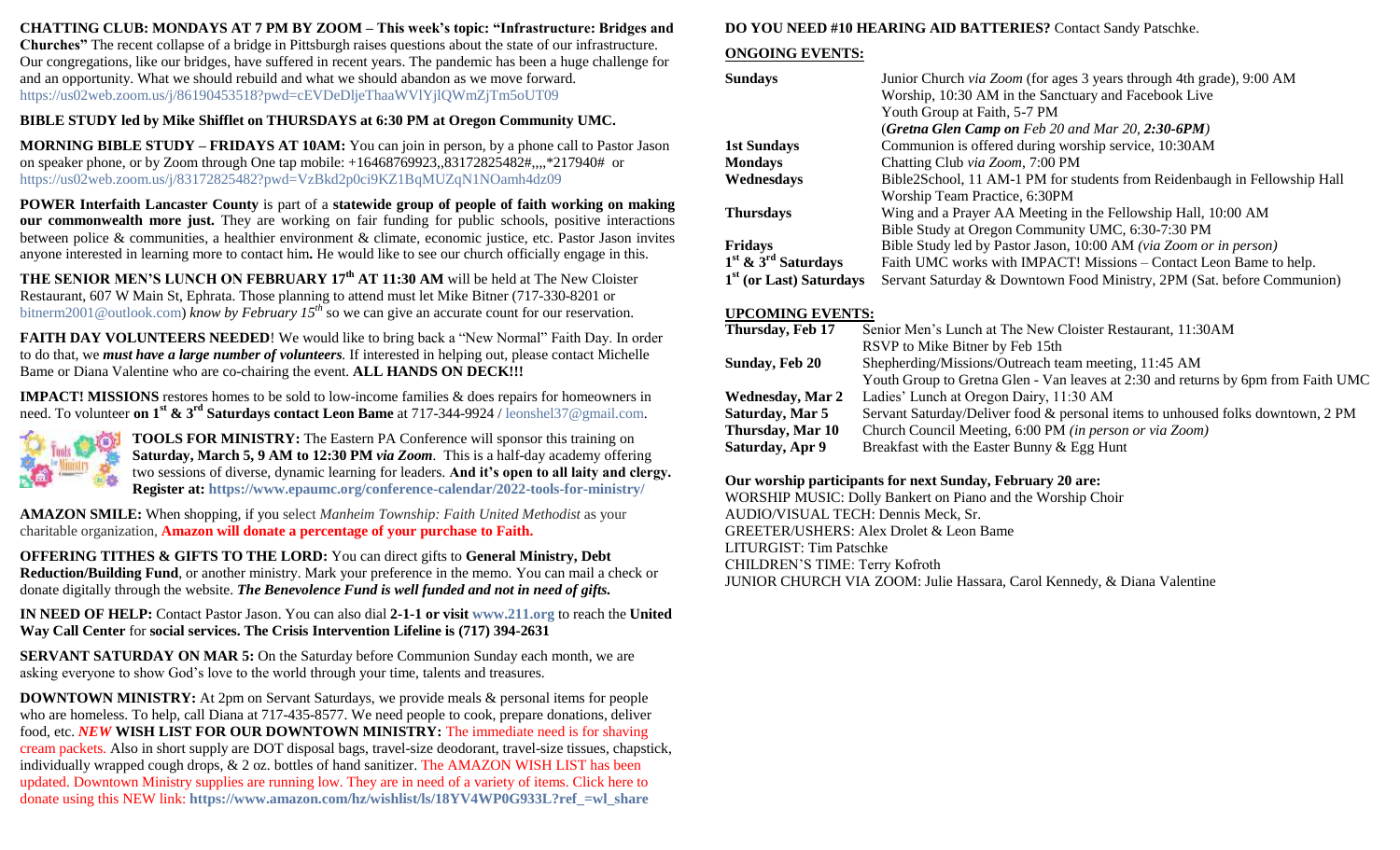**CHATTING CLUB: MONDAYS AT 7 PM BY ZOOM – This week's topic: "Infrastructure: Bridges and Churches"** The recent collapse of a bridge in Pittsburgh raises questions about the state of our infrastructure. Our congregations, like our bridges, have suffered in recent years. The pandemic has been a huge challenge for and an opportunity. What we should rebuild and what we should abandon as we move forward. https://us02web.zoom.us/j/86190453518?pwd=cEVDeDljeThaaWVlYjlQWmZjTm5oUT09

**BIBLE STUDY led by Mike Shifflet on THURSDAYS at 6:30 PM at Oregon Community UMC.**

**MORNING BIBLE STUDY – FRIDAYS AT 10AM:** You can join in person, by a phone call to Pastor Jason on speaker phone, or by Zoom through One tap mobile: +16468769923,,83172825482#,,,,*217940# or https://us02web.zoom.us/j/83172825482?pwd=VzBkd2p0ci9KZ1BqMUZqN1NOamh4dz09

**POWER Interfaith Lancaster County** is part of a **statewide group of people of faith working on making our commonwealth more just.** They are working on fair funding for public schools, positive interactions between police & communities, a healthier environment & climate, economic justice, etc. Pastor Jason invites anyone interested in learning more to contact him**.** He would like to see our church officially engage in this.

**THE SENIOR MEN'S LUNCH ON FEBRUARY 17th AT 11:30 AM** will be held at The New Cloister Restaurant, 607 W Main St, Ephrata. Those planning to attend must let Mike Bitner (717-330-8201 or bitnerm2001@outlook.com) *know by February 15th* so we can give an accurate count for our reservation.

**FAITH DAY VOLUNTEERS NEEDED**! We would like to bring back a "New Normal" Faith Day. In order to do that, we ***must have a large number of volunteers.*** If interested in helping out, please contact Michelle Bame or Diana Valentine who are co-chairing the event. **ALL HANDS ON DECK!!!**

**IMPACT! MISSIONS** restores homes to be sold to low-income families & does repairs for homeowners in need. To volunteer **on 1st & 3rd Saturdays contact Leon Bame** at 717-344-9924 / leonshel37@gmail.com.

**TOOLS FOR MINISTRY:** The Eastern PA Conference will sponsor this training on **Saturday, March 5, 9 AM to 12:30 PM** ***via Zoom***. This is a half-day academy offering two sessions of diverse, dynamic learning for leaders. **And it's open to all laity and clergy. Register at: https://www.epaumc.org/conference-calendar/2022-tools-for-ministry/**

**AMAZON SMILE:** When shopping, if you select *Manheim Township: Faith United Methodist* as your charitable organization, **Amazon will donate a percentage of your purchase to Faith.**

**OFFERING TITHES & GIFTS TO THE LORD:** You can direct gifts to **General Ministry, Debt Reduction/Building Fund**, or another ministry. Mark your preference in the memo. You can mail a check or donate digitally through the website. ***The Benevolence Fund is well funded and not in need of gifts.***

**IN NEED OF HELP:** Contact Pastor Jason. You can also dial **2-1-1 or visit www.211.org** to reach the **United Way Call Center** for **social services. The Crisis Intervention Lifeline is (717) 394-2631**

**SERVANT SATURDAY ON MAR 5:** On the Saturday before Communion Sunday each month, we are asking everyone to show God's love to the world through your time, talents and treasures.

**DOWNTOWN MINISTRY:** At 2pm on Servant Saturdays, we provide meals & personal items for people who are homeless. To help, call Diana at 717-435-8577. We need people to cook, prepare donations, deliver food, etc. ***NEW*** **WISH LIST FOR OUR DOWNTOWN MINISTRY:** The immediate need is for shaving cream packets. Also in short supply are DOT disposal bags, travel-size deodorant, travel-size tissues, chapstick, individually wrapped cough drops, & 2 oz. bottles of hand sanitizer. The AMAZON WISH LIST has been updated. Downtown Ministry supplies are running low. They are in need of a variety of items. Click here to donate using this NEW link: **https://www.amazon.com/hz/wishlist/ls/18YV4WP0G933L?ref_=wl_share**

**DO YOU NEED #10 HEARING AID BATTERIES?** Contact Sandy Patschke.

## ONGOING EVENTS:

| | |
|---|---|
| **Sundays** | Junior Church *via Zoom* (for ages 3 years through 4th grade), 9:00 AM |
| | Worship, 10:30 AM in the Sanctuary and Facebook Live |
| | Youth Group at Faith, 5-7 PM |
| | (***Gretna Glen Camp on** Feb 20 and Mar 20, **2:30-6PM***) |
| **1st Sundays** | Communion is offered during worship service, 10:30AM |
| **Mondays** | Chatting Club *via Zoom*, 7:00 PM |
| **Wednesdays** | Bible2School, 11 AM-1 PM for students from Reidenbaugh in Fellowship Hall |
| | Worship Team Practice, 6:30PM |
| **Thursdays** | Wing and a Prayer AA Meeting in the Fellowship Hall, 10:00 AM |
| | Bible Study at Oregon Community UMC, 6:30-7:30 PM |
| **Fridays** | Bible Study led by Pastor Jason, 10:00 AM *(via Zoom or in person)* |
| **1st & 3rd Saturdays** | Faith UMC works with IMPACT! Missions – Contact Leon Bame to help. |
| **1st (or Last) Saturdays** | Servant Saturday & Downtown Food Ministry, 2PM (Sat. before Communion) |

## UPCOMING EVENTS:

| | |
|---|---|
| **Thursday, Feb 17** | Senior Men's Lunch at The New Cloister Restaurant, 11:30AM |
| | RSVP to Mike Bitner by Feb 15th |
| **Sunday, Feb 20** | Shepherding/Missions/Outreach team meeting, 11:45 AM |
| | Youth Group to Gretna Glen - Van leaves at 2:30 and returns by 6pm from Faith UMC |
| **Wednesday, Mar 2** | Ladies' Lunch at Oregon Dairy, 11:30 AM |
| **Saturday, Mar 5** | Servant Saturday/Deliver food & personal items to unhoused folks downtown, 2 PM |
| **Thursday, Mar 10** | Church Council Meeting, 6:00 PM *(in person or via Zoom)* |
| **Saturday, Apr 9** | Breakfast with the Easter Bunny & Egg Hunt |

**Our worship participants for next Sunday, February 20 are:**

WORSHIP MUSIC: Dolly Bankert on Piano and the Worship Choir
AUDIO/VISUAL TECH: Dennis Meck, Sr.
GREETER/USHERS: Alex Drolet & Leon Bame
LITURGIST: Tim Patschke
CHILDREN'S TIME: Terry Kofroth
JUNIOR CHURCH VIA ZOOM: Julie Hassara, Carol Kennedy, & Diana Valentine